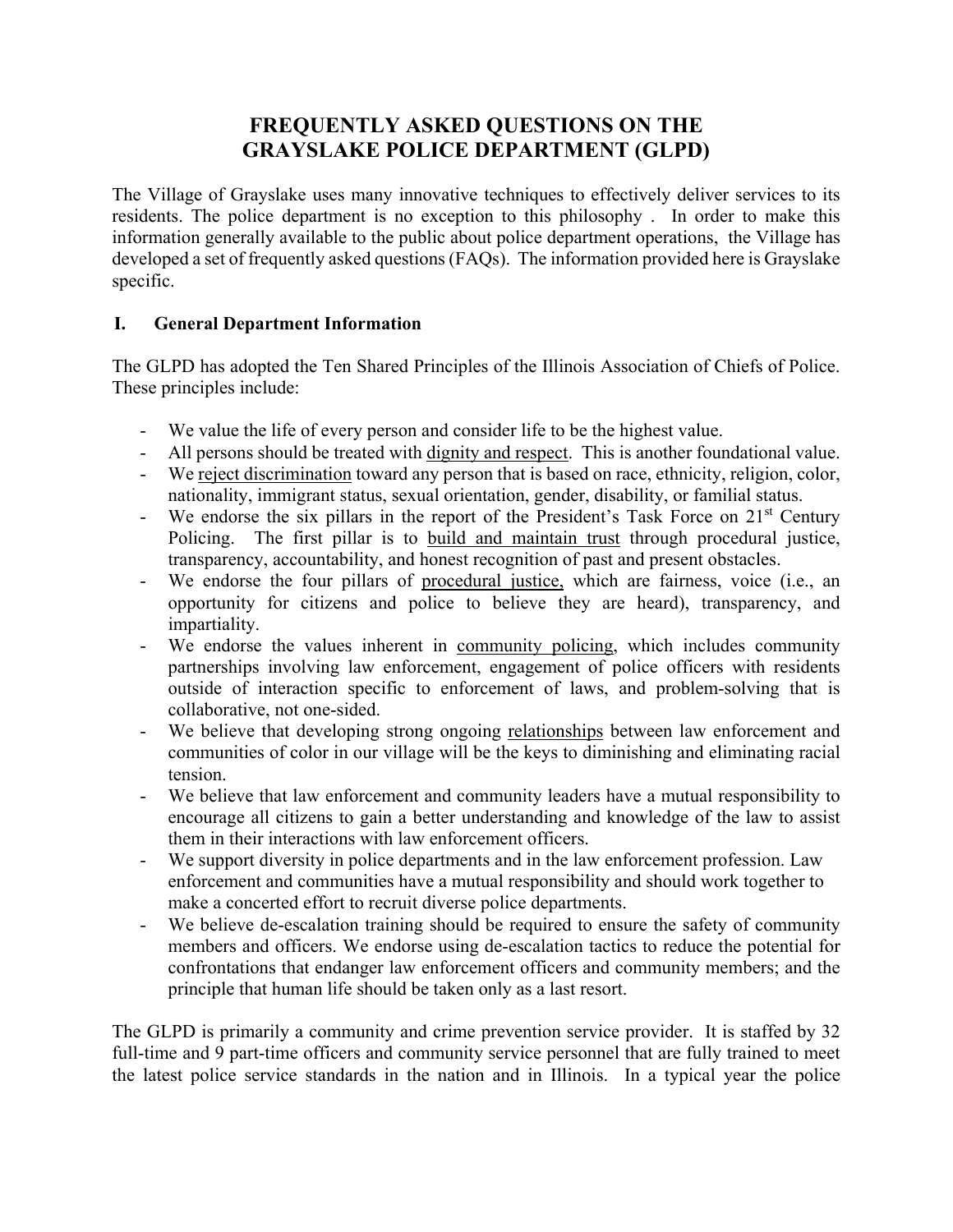# FREQUENTLY ASKED QUESTIONS ON THE GRAYSLAKE POLICE DEPARTMENT (GLPD)

The Village of Grayslake uses many innovative techniques to effectively deliver services to its residents. The police department is no exception to this philosophy . In order to make this information generally available to the public about police department operations, the Village has developed a set of frequently asked questions (FAQs). The information provided here is Grayslake specific.

## I. General Department Information

The GLPD has adopted the Ten Shared Principles of the Illinois Association of Chiefs of Police. These principles include:

- We value the life of every person and consider life to be the highest value.
- All persons should be treated with dignity and respect. This is another foundational value.
- We reject discrimination toward any person that is based on race, ethnicity, religion, color, nationality, immigrant status, sexual orientation, gender, disability, or familial status.
- We endorse the six pillars in the report of the President's Task Force on 21st Century Policing. The first pillar is to build and maintain trust through procedural justice, transparency, accountability, and honest recognition of past and present obstacles.
- We endorse the four pillars of procedural justice, which are fairness, voice (i.e., an opportunity for citizens and police to believe they are heard), transparency, and impartiality.
- We endorse the values inherent in community policing, which includes community partnerships involving law enforcement, engagement of police officers with residents outside of interaction specific to enforcement of laws, and problem-solving that is collaborative, not one-sided.
- We believe that developing strong ongoing relationships between law enforcement and communities of color in our village will be the keys to diminishing and eliminating racial tension.
- We believe that law enforcement and community leaders have a mutual responsibility to encourage all citizens to gain a better understanding and knowledge of the law to assist them in their interactions with law enforcement officers.
- We support diversity in police departments and in the law enforcement profession. Law enforcement and communities have a mutual responsibility and should work together to make a concerted effort to recruit diverse police departments.
- We believe de-escalation training should be required to ensure the safety of community members and officers. We endorse using de-escalation tactics to reduce the potential for confrontations that endanger law enforcement officers and community members; and the principle that human life should be taken only as a last resort.

The GLPD is primarily a community and crime prevention service provider. It is staffed by 32 full-time and 9 part-time officers and community service personnel that are fully trained to meet the latest police service standards in the nation and in Illinois. In a typical year the police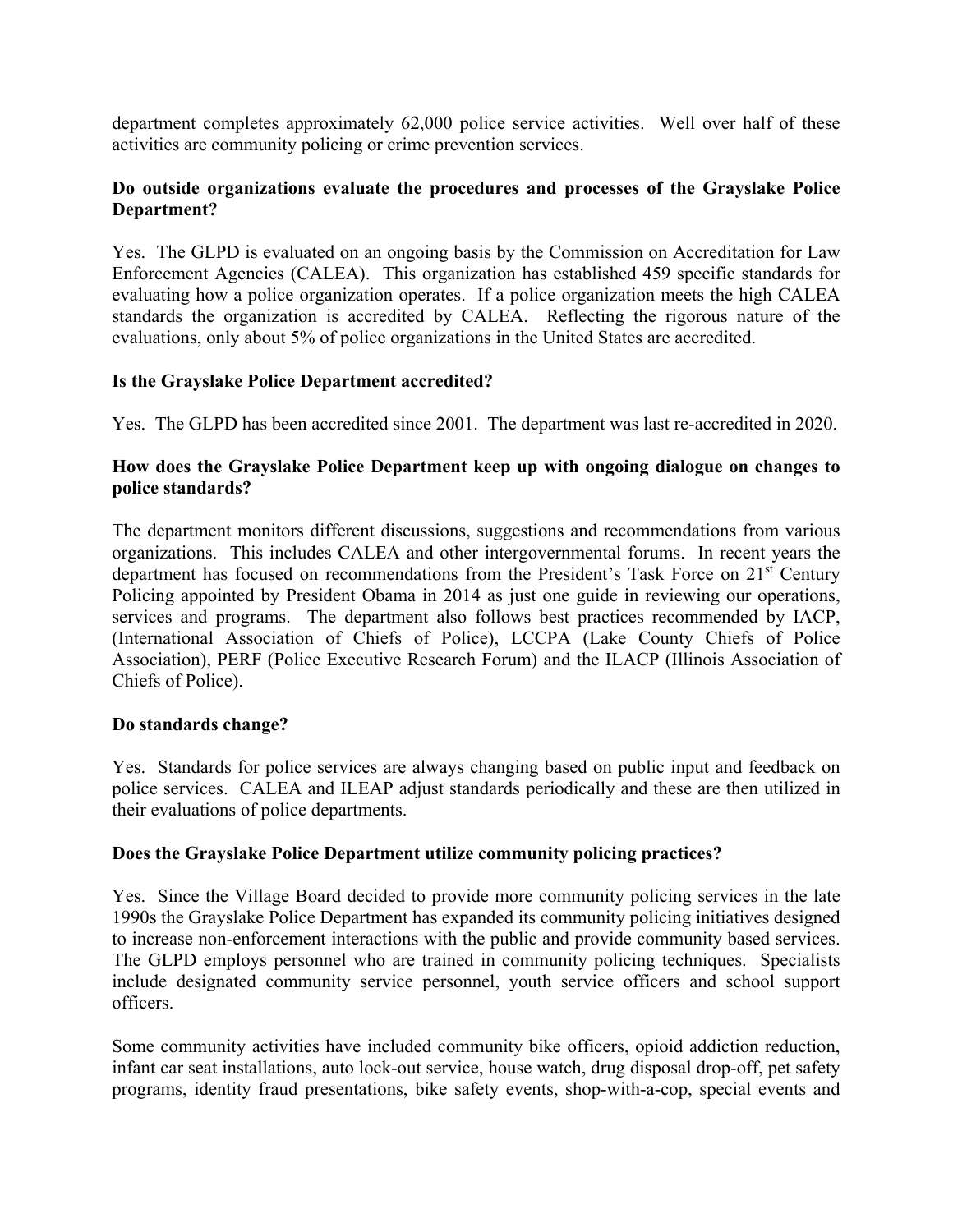department completes approximately 62,000 police service activities. Well over half of these activities are community policing or crime prevention services.

**Do outside organizations evaluate the procedures and processes of the Grayslake Police Department?**

Yes. The GLPD is evaluated on an ongoing basis by the Commission on Accreditation for Law Enforcement Agencies (CALEA). This organization has established 459 specific standards for evaluating how a police organization operates. If a police organization meets the high CALEA standards the organization is accredited by CALEA. Reflecting the rigorous nature of the evaluations, only about 5% of police organizations in the United States are accredited.

**Is the Grayslake Police Department accredited?**

Yes. The GLPD has been accredited since 2001. The department was last re-accredited in 2020.

**How does the Grayslake Police Department keep up with ongoing dialogue on changes to police standards?**

The department monitors different discussions, suggestions and recommendations from various organizations. This includes CALEA and other intergovernmental forums. In recent years the department has focused on recommendations from the President's Task Force on 21st Century Policing appointed by President Obama in 2014 as just one guide in reviewing our operations, services and programs. The department also follows best practices recommended by IACP, (International Association of Chiefs of Police), LCCPA (Lake County Chiefs of Police Association), PERF (Police Executive Research Forum) and the ILACP (Illinois Association of Chiefs of Police).

**Do standards change?**

Yes. Standards for police services are always changing based on public input and feedback on police services. CALEA and ILEAP adjust standards periodically and these are then utilized in their evaluations of police departments.

**Does the Grayslake Police Department utilize community policing practices?**

Yes. Since the Village Board decided to provide more community policing services in the late 1990s the Grayslake Police Department has expanded its community policing initiatives designed to increase non-enforcement interactions with the public and provide community based services. The GLPD employs personnel who are trained in community policing techniques. Specialists include designated community service personnel, youth service officers and school support officers.

Some community activities have included community bike officers, opioid addiction reduction, infant car seat installations, auto lock-out service, house watch, drug disposal drop-off, pet safety programs, identity fraud presentations, bike safety events, shop-with-a-cop, special events and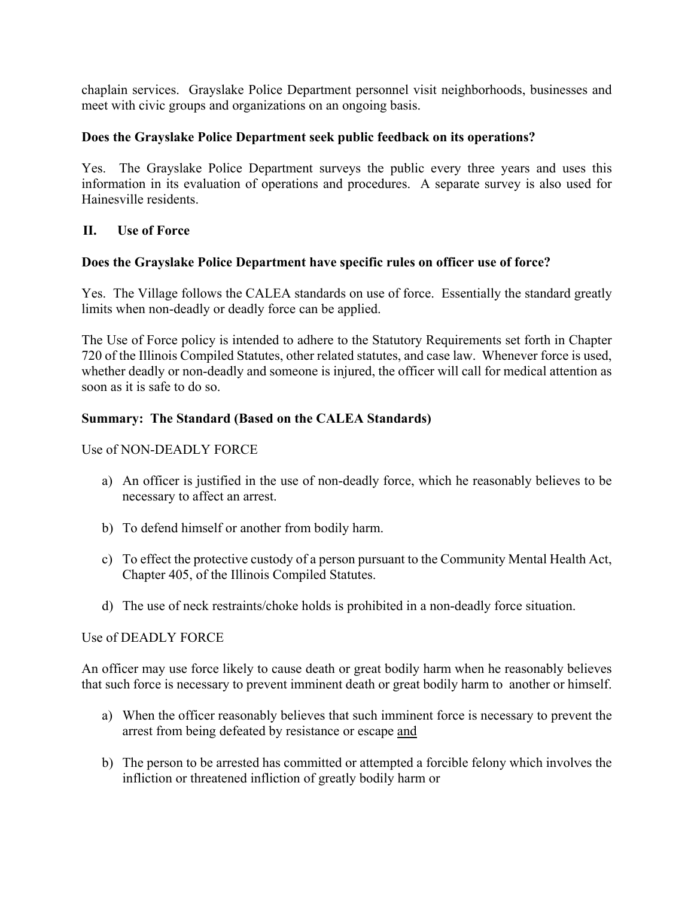chaplain services. Grayslake Police Department personnel visit neighborhoods, businesses and meet with civic groups and organizations on an ongoing basis.

**Does the Grayslake Police Department seek public feedback on its operations?**

Yes. The Grayslake Police Department surveys the public every three years and uses this information in its evaluation of operations and procedures. A separate survey is also used for Hainesville residents.

## II. Use of Force

**Does the Grayslake Police Department have specific rules on officer use of force?**

Yes. The Village follows the CALEA standards on use of force. Essentially the standard greatly limits when non-deadly or deadly force can be applied.

The Use of Force policy is intended to adhere to the Statutory Requirements set forth in Chapter 720 of the Illinois Compiled Statutes, other related statutes, and case law. Whenever force is used, whether deadly or non-deadly and someone is injured, the officer will call for medical attention as soon as it is safe to do so.

**Summary: The Standard (Based on the CALEA Standards)**

Use of NON-DEADLY FORCE

a) An officer is justified in the use of non-deadly force, which he reasonably believes to be necessary to affect an arrest.

b) To defend himself or another from bodily harm.

c) To effect the protective custody of a person pursuant to the Community Mental Health Act, Chapter 405, of the Illinois Compiled Statutes.

d) The use of neck restraints/choke holds is prohibited in a non-deadly force situation.

Use of DEADLY FORCE

An officer may use force likely to cause death or great bodily harm when he reasonably believes that such force is necessary to prevent imminent death or great bodily harm to another or himself.

a) When the officer reasonably believes that such imminent force is necessary to prevent the arrest from being defeated by resistance or escape <u>and</u>

b) The person to be arrested has committed or attempted a forcible felony which involves the infliction or threatened infliction of greatly bodily harm or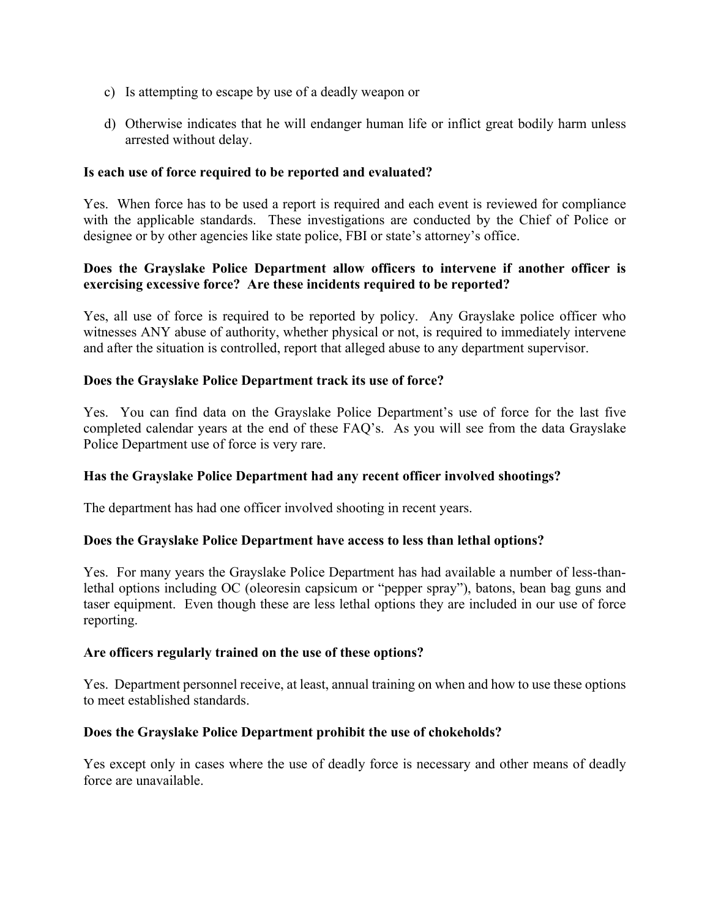c) Is attempting to escape by use of a deadly weapon or

d) Otherwise indicates that he will endanger human life or inflict great bodily harm unless arrested without delay.

**Is each use of force required to be reported and evaluated?**

Yes. When force has to be used a report is required and each event is reviewed for compliance with the applicable standards. These investigations are conducted by the Chief of Police or designee or by other agencies like state police, FBI or state's attorney's office.

**Does the Grayslake Police Department allow officers to intervene if another officer is exercising excessive force? Are these incidents required to be reported?**

Yes, all use of force is required to be reported by policy. Any Grayslake police officer who witnesses ANY abuse of authority, whether physical or not, is required to immediately intervene and after the situation is controlled, report that alleged abuse to any department supervisor.

**Does the Grayslake Police Department track its use of force?**

Yes. You can find data on the Grayslake Police Department's use of force for the last five completed calendar years at the end of these FAQ's. As you will see from the data Grayslake Police Department use of force is very rare.

**Has the Grayslake Police Department had any recent officer involved shootings?**

The department has had one officer involved shooting in recent years.

**Does the Grayslake Police Department have access to less than lethal options?**

Yes. For many years the Grayslake Police Department has had available a number of less-than-lethal options including OC (oleoresin capsicum or "pepper spray"), batons, bean bag guns and taser equipment. Even though these are less lethal options they are included in our use of force reporting.

**Are officers regularly trained on the use of these options?**

Yes. Department personnel receive, at least, annual training on when and how to use these options to meet established standards.

**Does the Grayslake Police Department prohibit the use of chokeholds?**

Yes except only in cases where the use of deadly force is necessary and other means of deadly force are unavailable.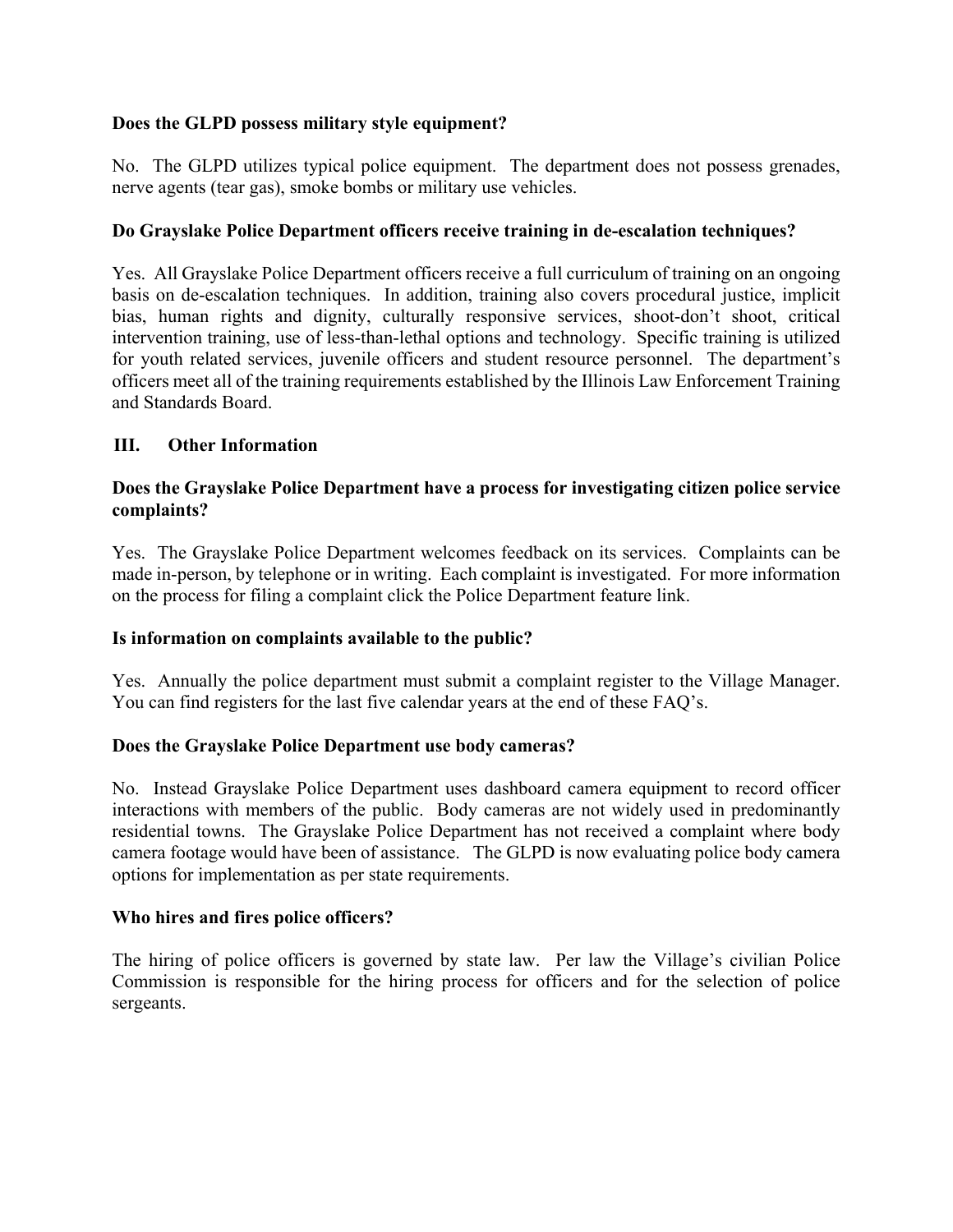**Does the GLPD possess military style equipment?**

No. The GLPD utilizes typical police equipment. The department does not possess grenades, nerve agents (tear gas), smoke bombs or military use vehicles.

**Do Grayslake Police Department officers receive training in de-escalation techniques?**

Yes. All Grayslake Police Department officers receive a full curriculum of training on an ongoing basis on de-escalation techniques. In addition, training also covers procedural justice, implicit bias, human rights and dignity, culturally responsive services, shoot-don't shoot, critical intervention training, use of less-than-lethal options and technology. Specific training is utilized for youth related services, juvenile officers and student resource personnel. The department's officers meet all of the training requirements established by the Illinois Law Enforcement Training and Standards Board.

## III. Other Information

**Does the Grayslake Police Department have a process for investigating citizen police service complaints?**

Yes. The Grayslake Police Department welcomes feedback on its services. Complaints can be made in-person, by telephone or in writing. Each complaint is investigated. For more information on the process for filing a complaint click the Police Department feature link.

**Is information on complaints available to the public?**

Yes. Annually the police department must submit a complaint register to the Village Manager. You can find registers for the last five calendar years at the end of these FAQ's.

**Does the Grayslake Police Department use body cameras?**

No. Instead Grayslake Police Department uses dashboard camera equipment to record officer interactions with members of the public. Body cameras are not widely used in predominantly residential towns. The Grayslake Police Department has not received a complaint where body camera footage would have been of assistance. The GLPD is now evaluating police body camera options for implementation as per state requirements.

**Who hires and fires police officers?**

The hiring of police officers is governed by state law. Per law the Village's civilian Police Commission is responsible for the hiring process for officers and for the selection of police sergeants.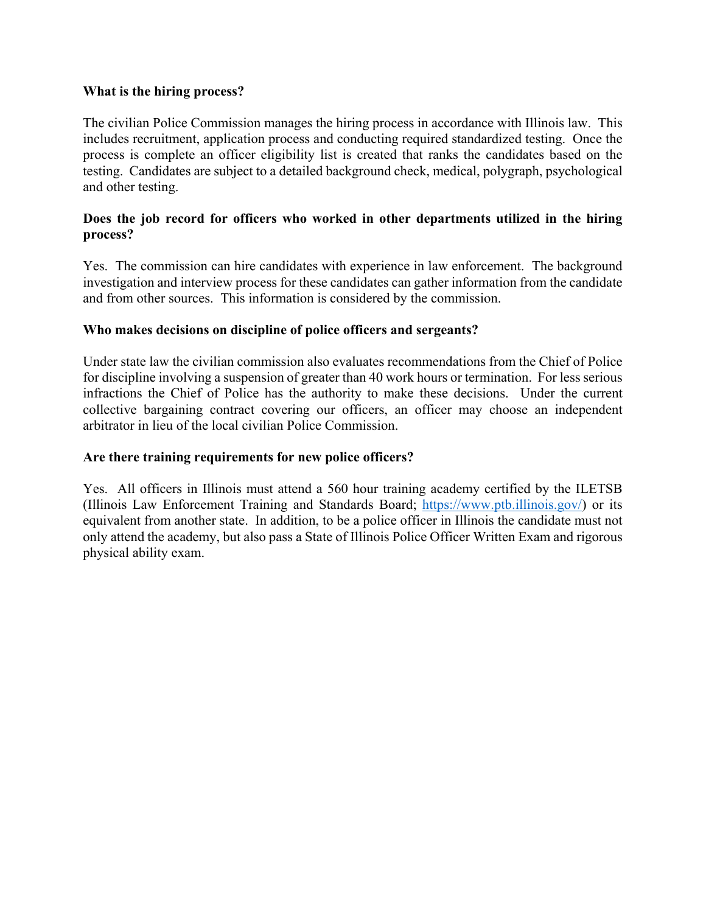**What is the hiring process?**

The civilian Police Commission manages the hiring process in accordance with Illinois law. This includes recruitment, application process and conducting required standardized testing. Once the process is complete an officer eligibility list is created that ranks the candidates based on the testing. Candidates are subject to a detailed background check, medical, polygraph, psychological and other testing.

**Does the job record for officers who worked in other departments utilized in the hiring process?**

Yes. The commission can hire candidates with experience in law enforcement. The background investigation and interview process for these candidates can gather information from the candidate and from other sources. This information is considered by the commission.

**Who makes decisions on discipline of police officers and sergeants?**

Under state law the civilian commission also evaluates recommendations from the Chief of Police for discipline involving a suspension of greater than 40 work hours or termination. For less serious infractions the Chief of Police has the authority to make these decisions. Under the current collective bargaining contract covering our officers, an officer may choose an independent arbitrator in lieu of the local civilian Police Commission.

**Are there training requirements for new police officers?**

Yes. All officers in Illinois must attend a 560 hour training academy certified by the ILETSB (Illinois Law Enforcement Training and Standards Board; https://www.ptb.illinois.gov/) or its equivalent from another state. In addition, to be a police officer in Illinois the candidate must not only attend the academy, but also pass a State of Illinois Police Officer Written Exam and rigorous physical ability exam.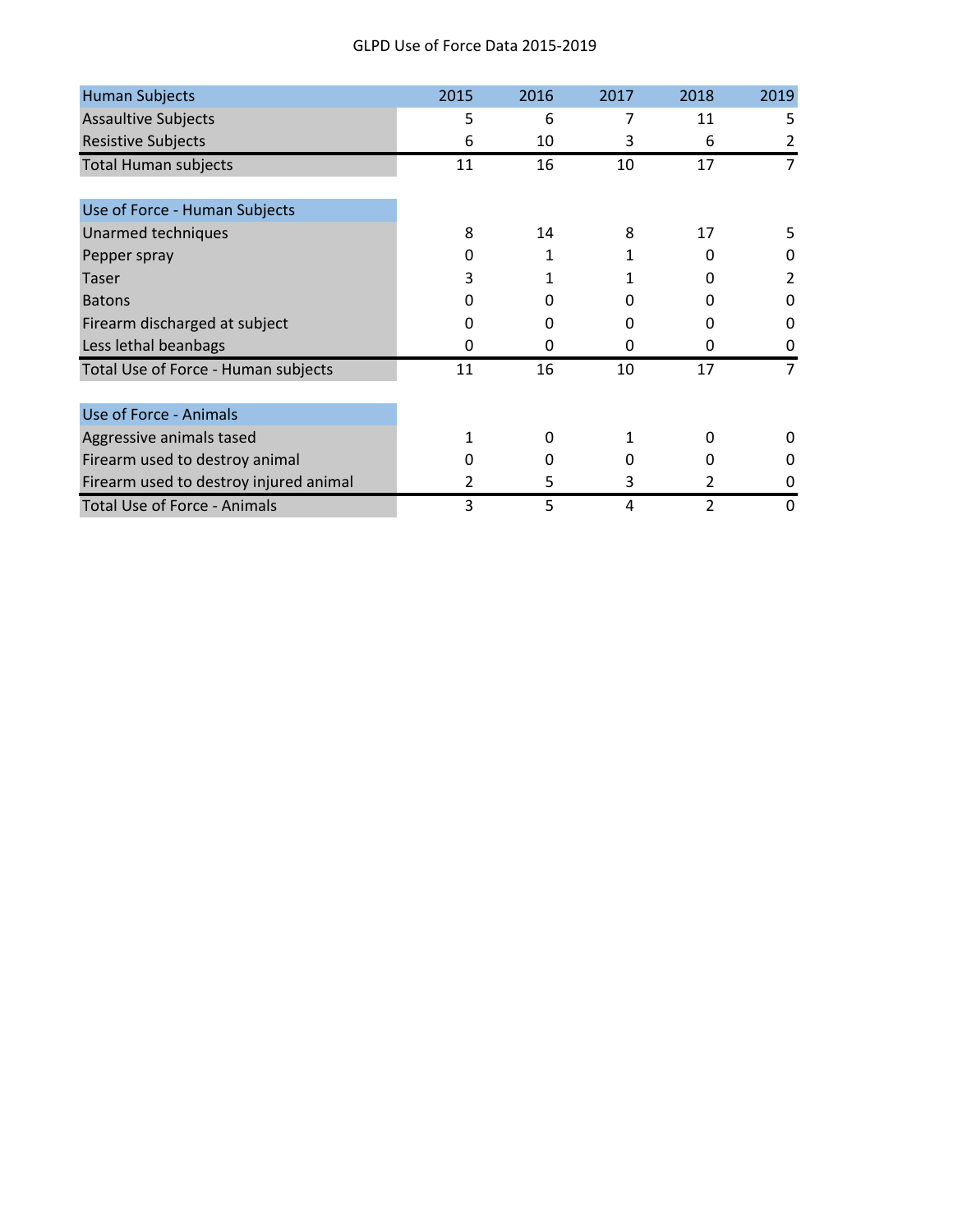GLPD Use of Force Data 2015-2019

| Human Subjects | 2015 | 2016 | 2017 | 2018 | 2019 |
|---|---|---|---|---|---|
| Assaultive Subjects | 5 | 6 | 7 | 11 | 5 |
| Resistive Subjects | 6 | 10 | 3 | 6 | 2 |
| Total Human subjects | 11 | 16 | 10 | 17 | 7 |

| Use of Force - Human Subjects | 2015 | 2016 | 2017 | 2018 | 2019 |
|---|---|---|---|---|---|
| Unarmed techniques | 8 | 14 | 8 | 17 | 5 |
| Pepper spray | 0 | 1 | 1 | 0 | 0 |
| Taser | 3 | 1 | 1 | 0 | 2 |
| Batons | 0 | 0 | 0 | 0 | 0 |
| Firearm discharged at subject | 0 | 0 | 0 | 0 | 0 |
| Less lethal beanbags | 0 | 0 | 0 | 0 | 0 |
| Total Use of Force - Human subjects | 11 | 16 | 10 | 17 | 7 |

| Use of Force - Animals | 2015 | 2016 | 2017 | 2018 | 2019 |
|---|---|---|---|---|---|
| Aggressive animals tased | 1 | 0 | 1 | 0 | 0 |
| Firearm used to destroy animal | 0 | 0 | 0 | 0 | 0 |
| Firearm used to destroy injured animal | 2 | 5 | 3 | 2 | 0 |
| Total Use of Force - Animals | 3 | 5 | 4 | 2 | 0 |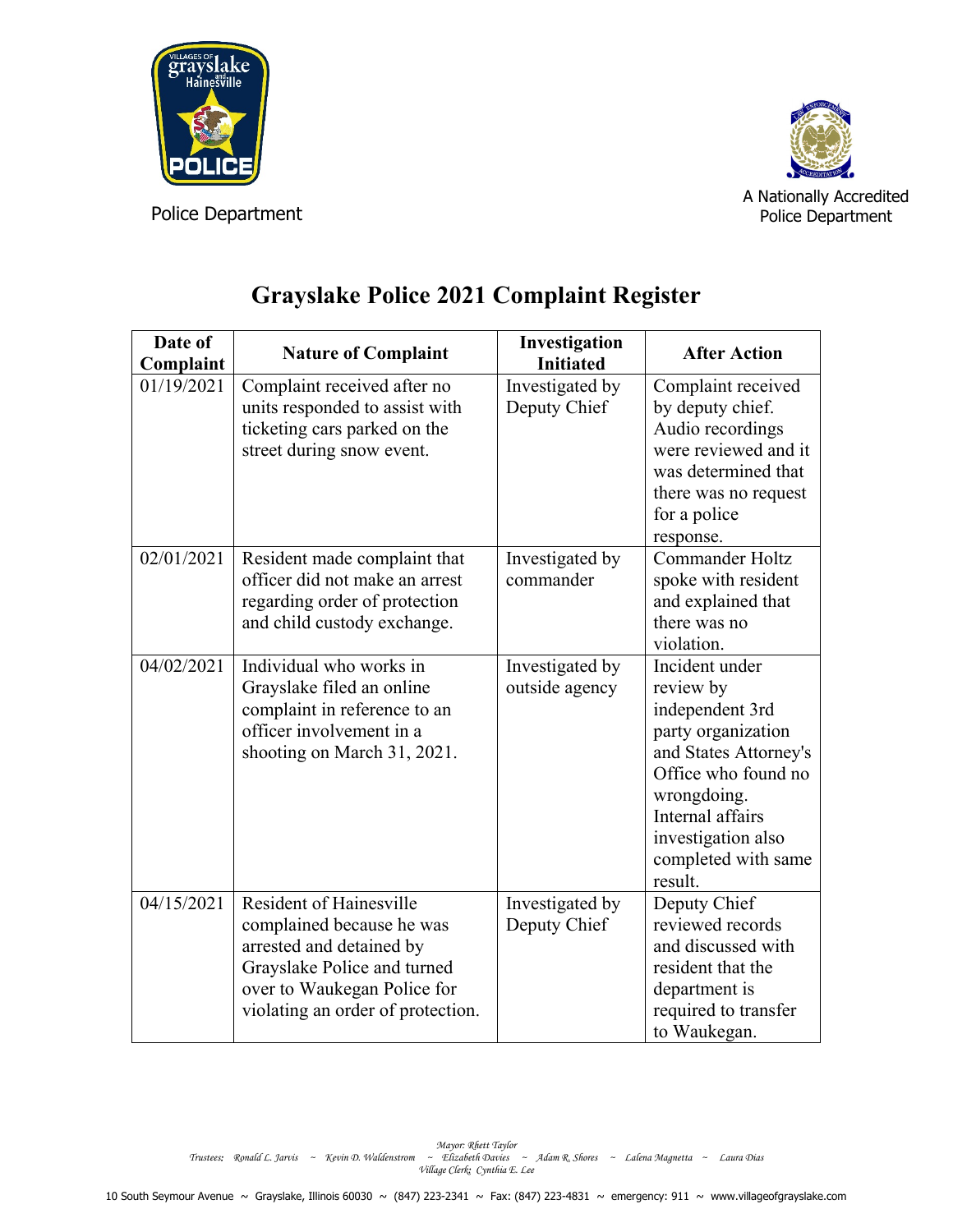Police Department

A Nationally Accredited Police Department

# Grayslake Police 2021 Complaint Register

| Date of Complaint | Nature of Complaint | Investigation Initiated | After Action |
|---|---|---|---|
| 01/19/2021 | Complaint received after no units responded to assist with ticketing cars parked on the street during snow event. | Investigated by Deputy Chief | Complaint received by deputy chief. Audio recordings were reviewed and it was determined that there was no request for a police response. |
| 02/01/2021 | Resident made complaint that officer did not make an arrest regarding order of protection and child custody exchange. | Investigated by commander | Commander Holtz spoke with resident and explained that there was no violation. |
| 04/02/2021 | Individual who works in Grayslake filed an online complaint in reference to an officer involvement in a shooting on March 31, 2021. | Investigated by outside agency | Incident under review by independent 3rd party organization and States Attorney's Office who found no wrongdoing. Internal affairs investigation also completed with same result. |
| 04/15/2021 | Resident of Hainesville complained because he was arrested and detained by Grayslake Police and turned over to Waukegan Police for violating an order of protection. | Investigated by Deputy Chief | Deputy Chief reviewed records and discussed with resident that the department is required to transfer to Waukegan. |

*Mayor: Rhett Taylor*
*Trustees: Ronald L. Jarvis ~ Kevin D. Waldenstrom ~ Elizabeth Davies ~ Adam R. Shores ~ Lalena Magnetta ~ Laura Dias*
*Village Clerk: Cynthia E. Lee*

10 South Seymour Avenue ~ Grayslake, Illinois 60030 ~ (847) 223-2341 ~ Fax: (847) 223-4831 ~ emergency: 911 ~ www.villageofgrayslake.com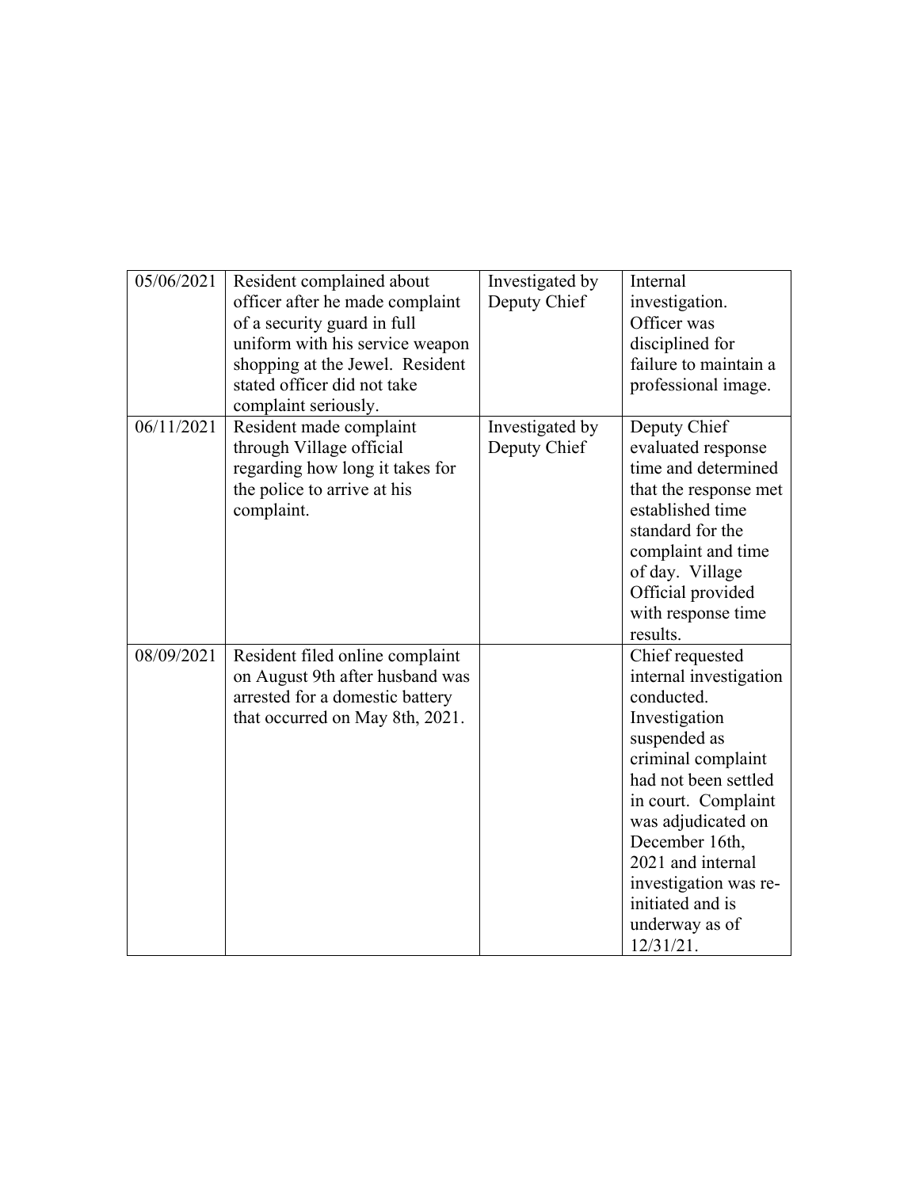| 05/06/2021 | Resident complained about officer after he made complaint of a security guard in full uniform with his service weapon shopping at the Jewel. Resident stated officer did not take complaint seriously. | Investigated by Deputy Chief | Internal investigation. Officer was disciplined for failure to maintain a professional image. |
|---|---|---|---|
| 06/11/2021 | Resident made complaint through Village official regarding how long it takes for the police to arrive at his complaint. | Investigated by Deputy Chief | Deputy Chief evaluated response time and determined that the response met established time standard for the complaint and time of day. Village Official provided with response time results. |
| 08/09/2021 | Resident filed online complaint on August 9th after husband was arrested for a domestic battery that occurred on May 8th, 2021. | | Chief requested internal investigation conducted. Investigation suspended as criminal complaint had not been settled in court. Complaint was adjudicated on December 16th, 2021 and internal investigation was re-initiated and is underway as of 12/31/21. |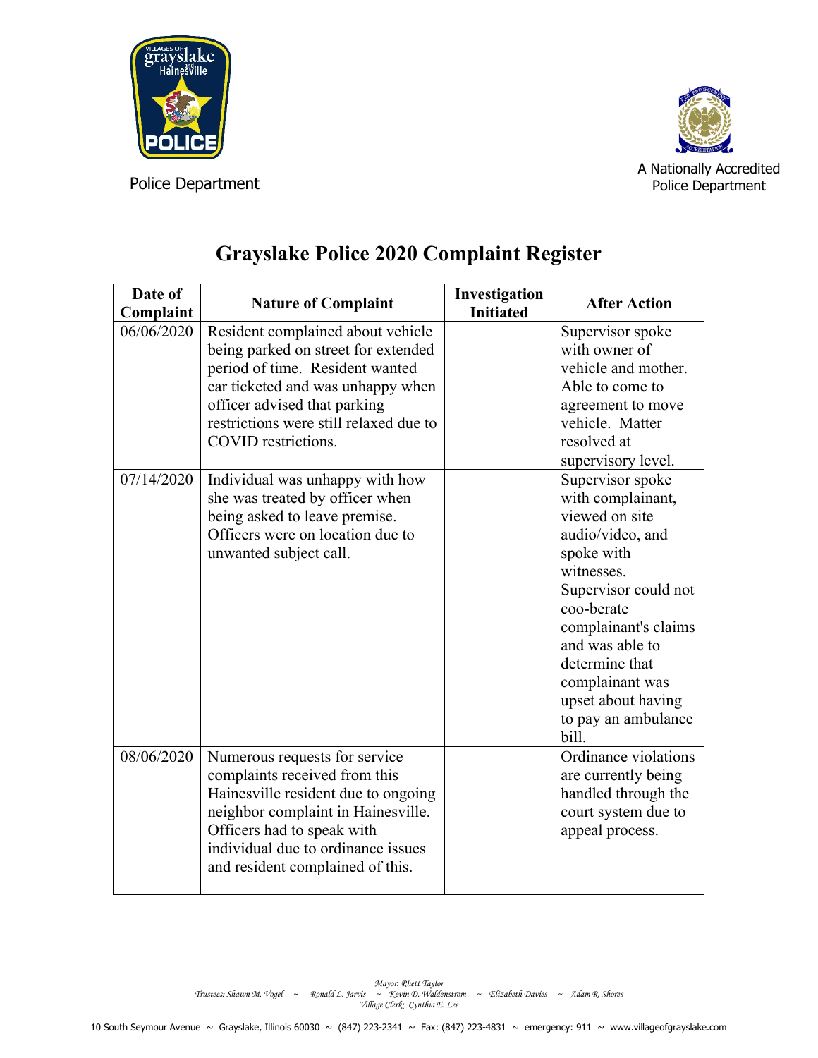Police Department

A Nationally Accredited Police Department

# Grayslake Police 2020 Complaint Register

| Date of Complaint | Nature of Complaint | Investigation Initiated | After Action |
|---|---|---|---|
| 06/06/2020 | Resident complained about vehicle being parked on street for extended period of time. Resident wanted car ticketed and was unhappy when officer advised that parking restrictions were still relaxed due to COVID restrictions. | | Supervisor spoke with owner of vehicle and mother. Able to come to agreement to move vehicle. Matter resolved at supervisory level. |
| 07/14/2020 | Individual was unhappy with how she was treated by officer when being asked to leave premise. Officers were on location due to unwanted subject call. | | Supervisor spoke with complainant, viewed on site audio/video, and spoke with witnesses. Supervisor could not coo-berate complainant's claims and was able to determine that complainant was upset about having to pay an ambulance bill. |
| 08/06/2020 | Numerous requests for service complaints received from this Hainesville resident due to ongoing neighbor complaint in Hainesville. Officers had to speak with individual due to ordinance issues and resident complained of this. | | Ordinance violations are currently being handled through the court system due to appeal process. |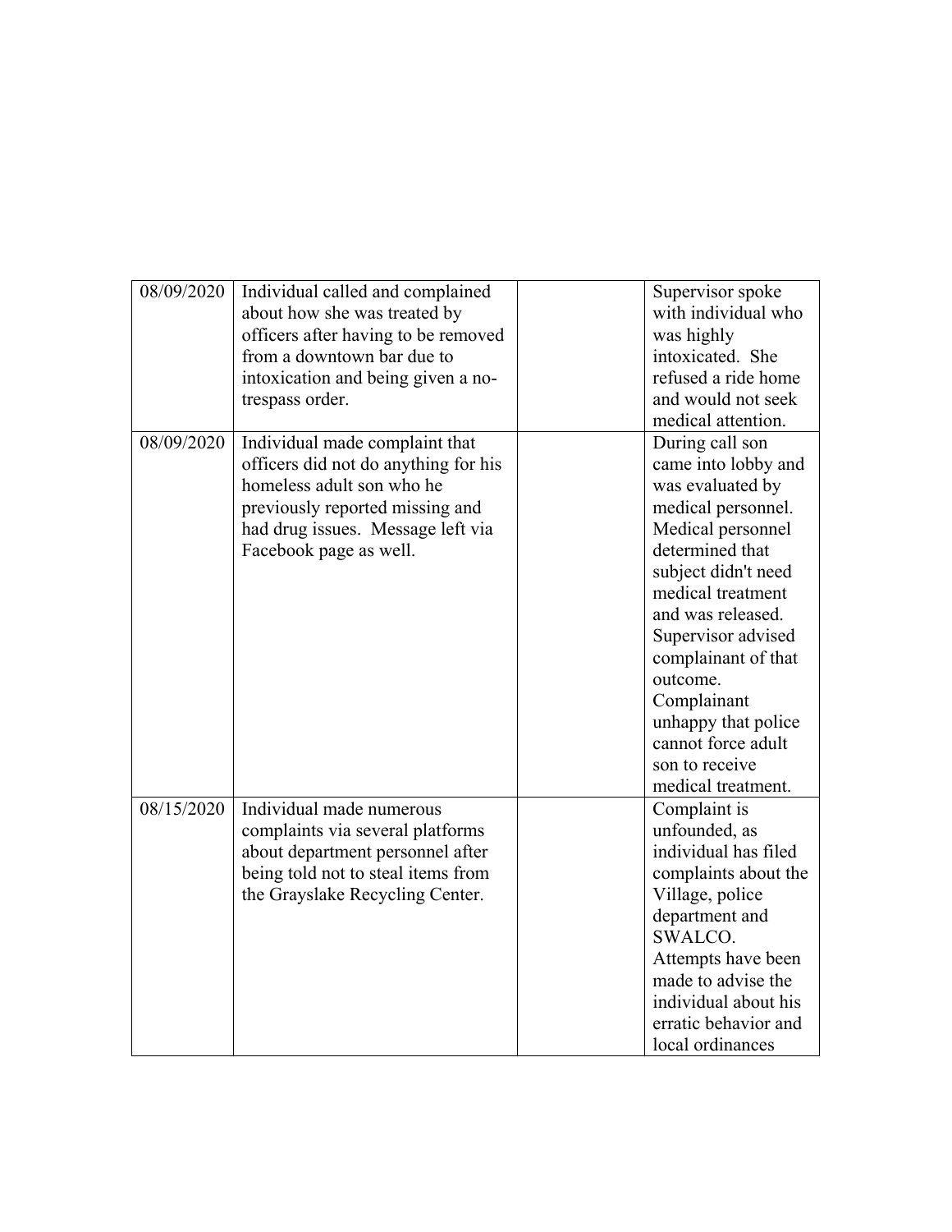| | | | |
|---|---|---|---|
| 08/09/2020 | Individual called and complained about how she was treated by officers after having to be removed from a downtown bar due to intoxication and being given a no-trespass order. | | Supervisor spoke with individual who was highly intoxicated. She refused a ride home and would not seek medical attention. |
| 08/09/2020 | Individual made complaint that officers did not do anything for his homeless adult son who he previously reported missing and had drug issues. Message left via Facebook page as well. | | During call son came into lobby and was evaluated by medical personnel. Medical personnel determined that subject didn't need medical treatment and was released. Supervisor advised complainant of that outcome. Complainant unhappy that police cannot force adult son to receive medical treatment. |
| 08/15/2020 | Individual made numerous complaints via several platforms about department personnel after being told not to steal items from the Grayslake Recycling Center. | | Complaint is unfounded, as individual has filed complaints about the Village, police department and SWALCO. Attempts have been made to advise the individual about his erratic behavior and local ordinances |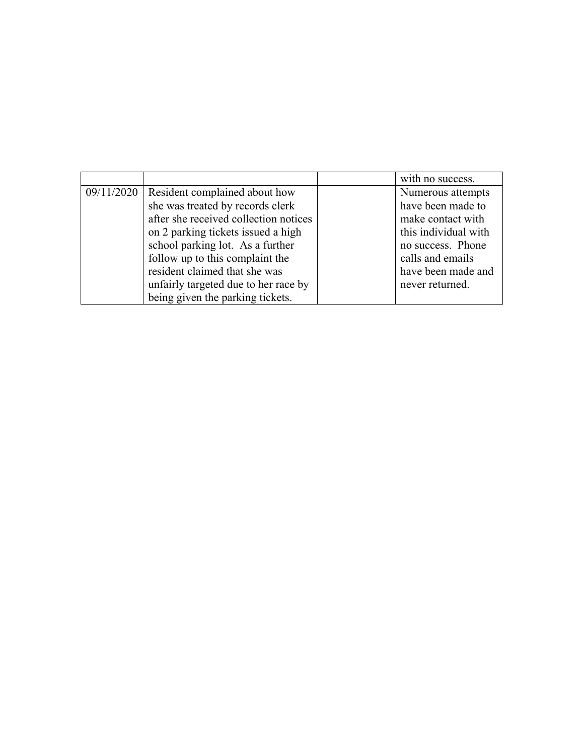| | | | |
|---|---|---|---|
| | | | with no success. |
| 09/11/2020 | Resident complained about how she was treated by records clerk after she received collection notices on 2 parking tickets issued a high school parking lot. As a further follow up to this complaint the resident claimed that she was unfairly targeted due to her race by being given the parking tickets. | | Numerous attempts have been made to make contact with this individual with no success. Phone calls and emails have been made and never returned. |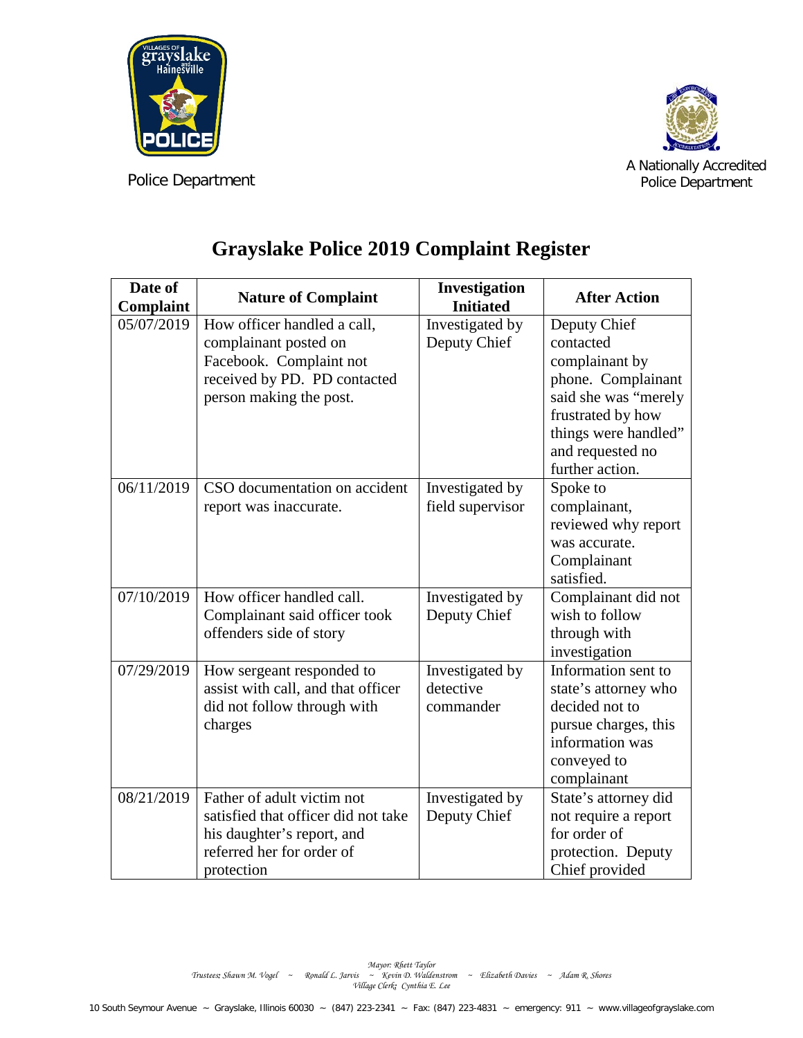Police Department

A Nationally Accredited Police Department

# Grayslake Police 2019 Complaint Register

| Date of Complaint | Nature of Complaint | Investigation Initiated | After Action |
|---|---|---|---|
| 05/07/2019 | How officer handled a call, complainant posted on Facebook. Complaint not received by PD. PD contacted person making the post. | Investigated by Deputy Chief | Deputy Chief contacted complainant by phone. Complainant said she was "merely frustrated by how things were handled" and requested no further action. |
| 06/11/2019 | CSO documentation on accident report was inaccurate. | Investigated by field supervisor | Spoke to complainant, reviewed why report was accurate. Complainant satisfied. |
| 07/10/2019 | How officer handled call. Complainant said officer took offenders side of story | Investigated by Deputy Chief | Complainant did not wish to follow through with investigation |
| 07/29/2019 | How sergeant responded to assist with call, and that officer did not follow through with charges | Investigated by detective commander | Information sent to state's attorney who decided not to pursue charges, this information was conveyed to complainant |
| 08/21/2019 | Father of adult victim not satisfied that officer did not take his daughter's report, and referred her for order of protection | Investigated by Deputy Chief | State's attorney did not require a report for order of protection. Deputy Chief provided |

*Mayor: Rhett Taylor*
*Trustees: Shawn M. Vogel ~ Ronald L. Jarvis ~ Kevin D. Waldenstrom ~ Elizabeth Davies ~ Adam R. Shores*
*Village Clerk: Cynthia E. Lee*

10 South Seymour Avenue ~ Grayslake, Illinois 60030 ~ (847) 223-2341 ~ Fax: (847) 223-4831 ~ emergency: 911 ~ www.villageofgrayslake.com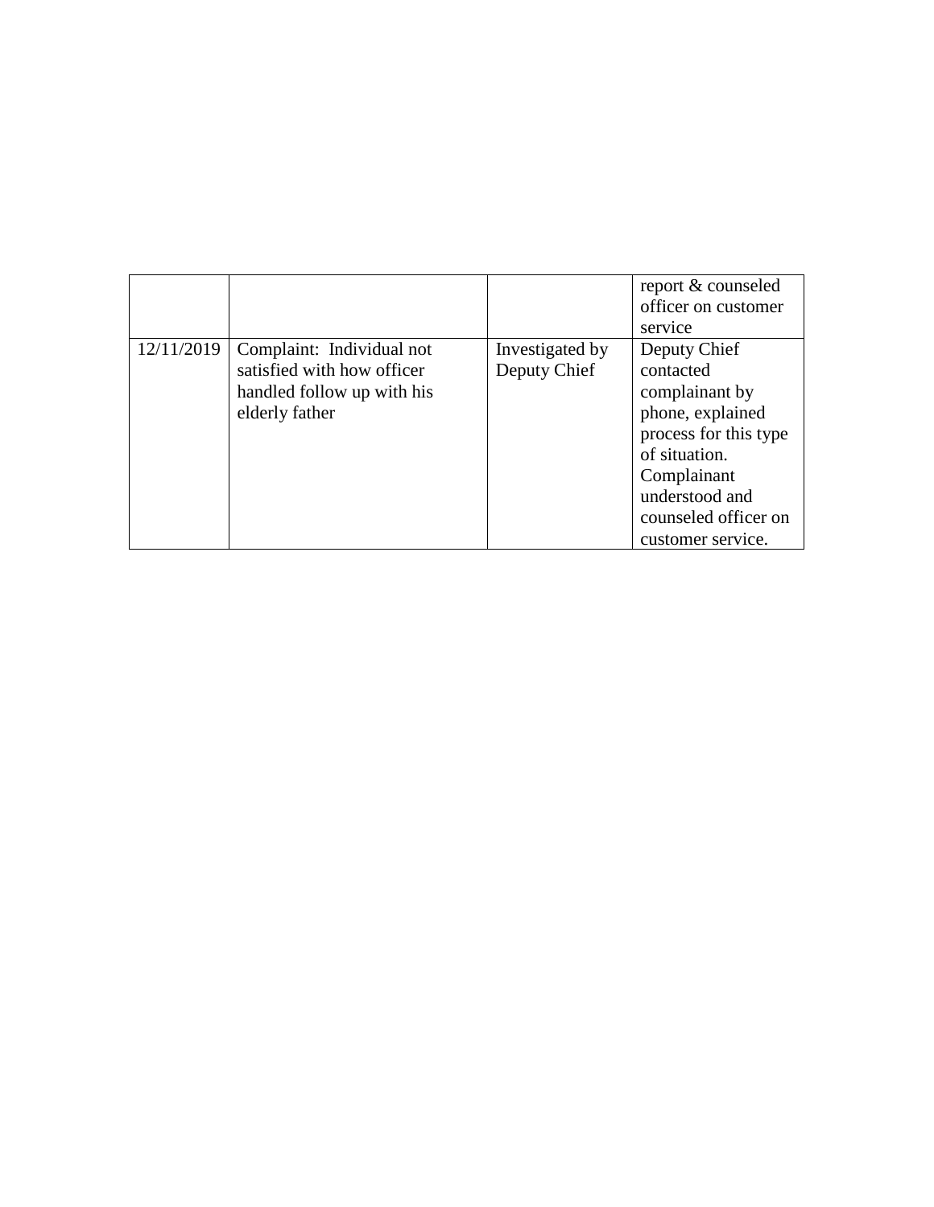| | | | |
|---|---|---|---|
| | | | report & counseled officer on customer service |
| 12/11/2019 | Complaint: Individual not satisfied with how officer handled follow up with his elderly father | Investigated by Deputy Chief | Deputy Chief contacted complainant by phone, explained process for this type of situation. Complainant understood and counseled officer on customer service. |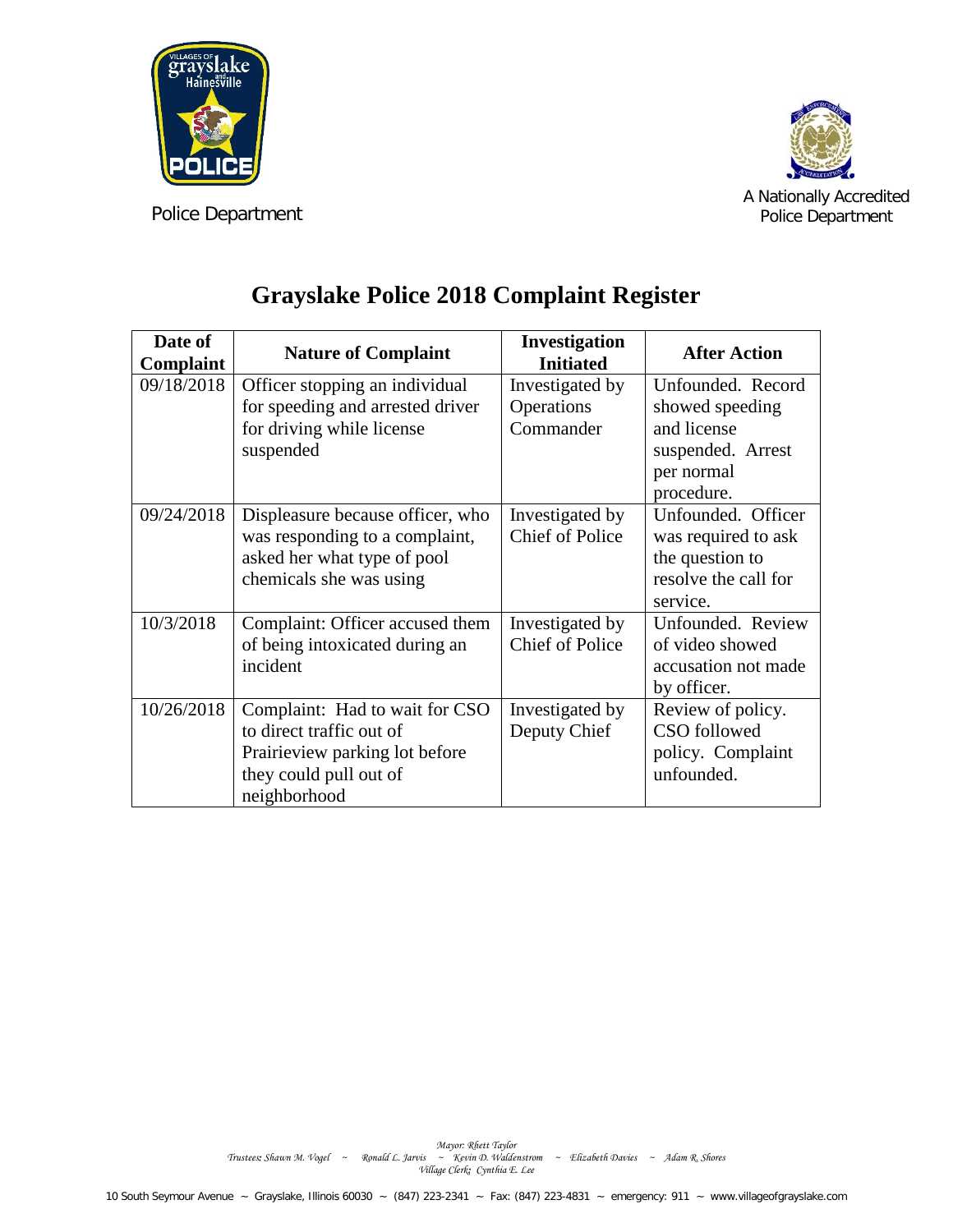Police Department

A Nationally Accredited Police Department

# Grayslake Police 2018 Complaint Register

| Date of Complaint | Nature of Complaint | Investigation Initiated | After Action |
|---|---|---|---|
| 09/18/2018 | Officer stopping an individual for speeding and arrested driver for driving while license suspended | Investigated by Operations Commander | Unfounded. Record showed speeding and license suspended. Arrest per normal procedure. |
| 09/24/2018 | Displeasure because officer, who was responding to a complaint, asked her what type of pool chemicals she was using | Investigated by Chief of Police | Unfounded. Officer was required to ask the question to resolve the call for service. |
| 10/3/2018 | Complaint: Officer accused them of being intoxicated during an incident | Investigated by Chief of Police | Unfounded. Review of video showed accusation not made by officer. |
| 10/26/2018 | Complaint: Had to wait for CSO to direct traffic out of Prairieview parking lot before they could pull out of neighborhood | Investigated by Deputy Chief | Review of policy. CSO followed policy. Complaint unfounded. |

*Mayor: Rhett Taylor*
*Trustees: Shawn M. Vogel ~ Ronald L. Jarvis ~ Kevin D. Waldenstrom ~ Elizabeth Davies ~ Adam R. Shores*
*Village Clerk: Cynthia E. Lee*

10 South Seymour Avenue ~ Grayslake, Illinois 60030 ~ (847) 223-2341 ~ Fax: (847) 223-4831 ~ emergency: 911 ~ www.villageofgrayslake.com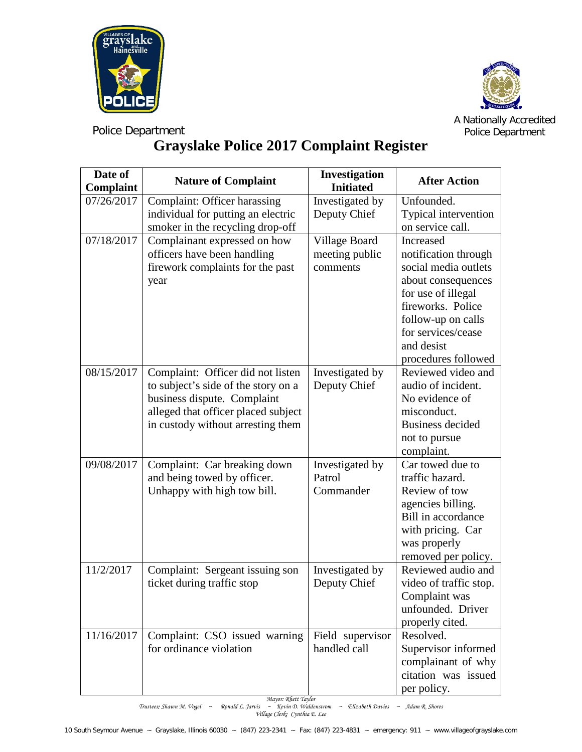Police Department

A Nationally Accredited Police Department

# Grayslake Police 2017 Complaint Register

| Date of Complaint | Nature of Complaint | Investigation Initiated | After Action |
|---|---|---|---|
| 07/26/2017 | Complaint: Officer harassing individual for putting an electric smoker in the recycling drop-off | Investigated by Deputy Chief | Unfounded. Typical intervention on service call. |
| 07/18/2017 | Complainant expressed on how officers have been handling firework complaints for the past year | Village Board meeting public comments | Increased notification through social media outlets about consequences for use of illegal fireworks. Police follow-up on calls for services/cease and desist procedures followed |
| 08/15/2017 | Complaint: Officer did not listen to subject's side of the story on a business dispute. Complaint alleged that officer placed subject in custody without arresting them | Investigated by Deputy Chief | Reviewed video and audio of incident. No evidence of misconduct. Business decided not to pursue complaint. |
| 09/08/2017 | Complaint: Car breaking down and being towed by officer. Unhappy with high tow bill. | Investigated by Patrol Commander | Car towed due to traffic hazard. Review of tow agencies billing. Bill in accordance with pricing. Car was properly removed per policy. |
| 11/2/2017 | Complaint: Sergeant issuing son ticket during traffic stop | Investigated by Deputy Chief | Reviewed audio and video of traffic stop. Complaint was unfounded. Driver properly cited. |
| 11/16/2017 | Complaint: CSO issued warning for ordinance violation | Field supervisor handled call | Resolved. Supervisor informed complainant of why citation was issued per policy. |

*Mayor: Rhett Taylor*
*Trustees: Shawn M. Vogel ~ Ronald L. Jarvis ~ Kevin D. Waldenstrom ~ Elizabeth Davies ~ Adam R. Shores*
*Village Clerk: Cynthia E. Lee*

10 South Seymour Avenue ~ Grayslake, Illinois 60030 ~ (847) 223-2341 ~ Fax: (847) 223-4831 ~ emergency: 911 ~ www.villageofgrayslake.com